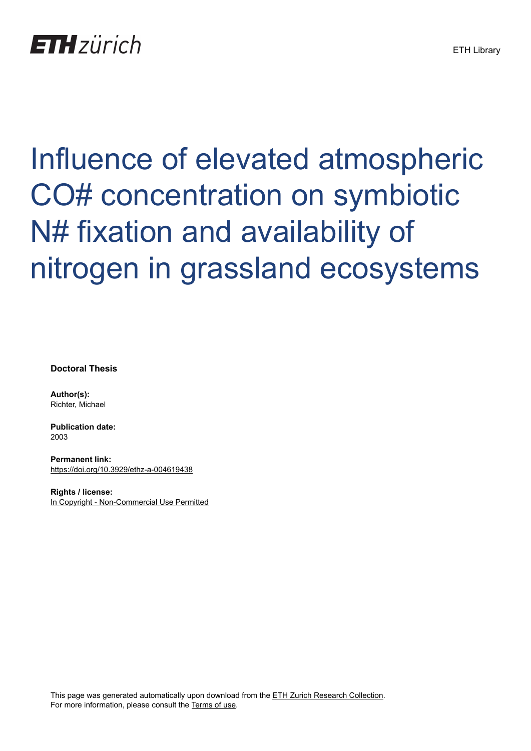ETH zürich

ETH Library

# Influence of elevated atmospheric CO# concentration on symbiotic N# fixation and availability of nitrogen in grassland ecosystems

**Doctoral Thesis**

**Author(s):**
Richter, Michael

**Publication date:**
2003

**Permanent link:**
https://doi.org/10.3929/ethz-a-004619438

**Rights / license:**
In Copyright - Non-Commercial Use Permitted

This page was generated automatically upon download from the ETH Zurich Research Collection.
For more information, please consult the Terms of use.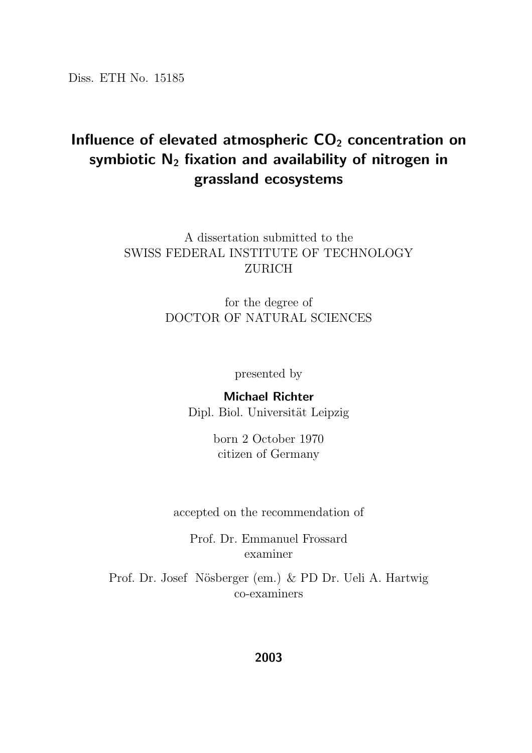Diss. ETH No. 15185

# Influence of elevated atmospheric $CO_2$ concentration on symbiotic $N_2$ fixation and availability of nitrogen in grassland ecosystems

A dissertation submitted to the
SWISS FEDERAL INSTITUTE OF TECHNOLOGY
ZURICH

for the degree of
DOCTOR OF NATURAL SCIENCES

presented by

**Michael Richter**
Dipl. Biol. Universität Leipzig

born 2 October 1970
citizen of Germany

accepted on the recommendation of

Prof. Dr. Emmanuel Frossard
examiner

Prof. Dr. Josef Nösberger (em.) & PD Dr. Ueli A. Hartwig
co-examiners

**2003**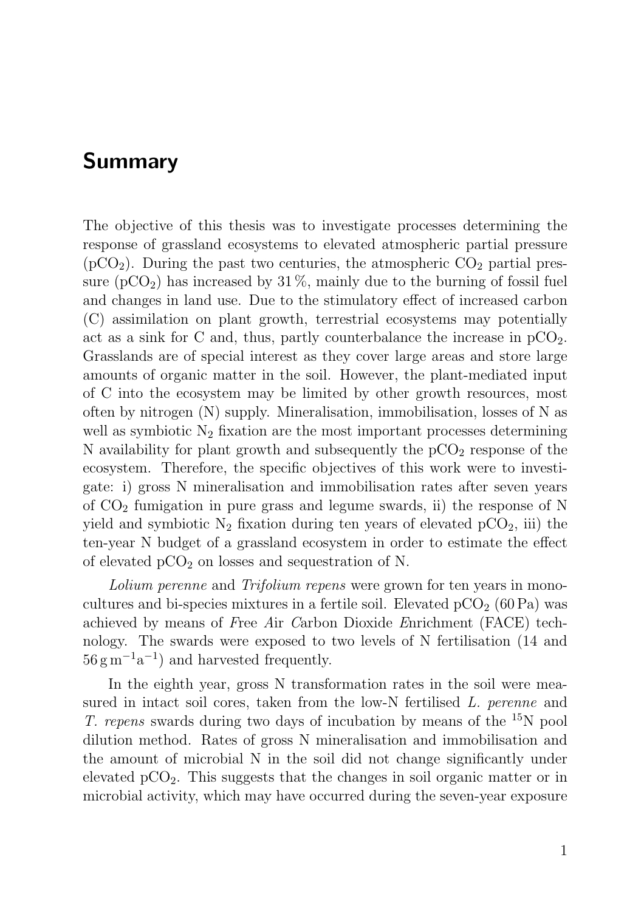# Summary

The objective of this thesis was to investigate processes determining the response of grassland ecosystems to elevated atmospheric partial pressure ($pCO_2$). During the past two centuries, the atmospheric $CO_2$ partial pressure ($pCO_2$) has increased by 31 %, mainly due to the burning of fossil fuel and changes in land use. Due to the stimulatory effect of increased carbon (C) assimilation on plant growth, terrestrial ecosystems may potentially act as a sink for C and, thus, partly counterbalance the increase in $pCO_2$. Grasslands are of special interest as they cover large areas and store large amounts of organic matter in the soil. However, the plant-mediated input of C into the ecosystem may be limited by other growth resources, most often by nitrogen (N) supply. Mineralisation, immobilisation, losses of N as well as symbiotic $N_2$ fixation are the most important processes determining N availability for plant growth and subsequently the $pCO_2$ response of the ecosystem. Therefore, the specific objectives of this work were to investigate: i) gross N mineralisation and immobilisation rates after seven years of $CO_2$ fumigation in pure grass and legume swards, ii) the response of N yield and symbiotic $N_2$ fixation during ten years of elevated $pCO_2$, iii) the ten-year N budget of a grassland ecosystem in order to estimate the effect of elevated $pCO_2$ on losses and sequestration of N.

*Lolium perenne* and *Trifolium repens* were grown for ten years in monocultures and bi-species mixtures in a fertile soil. Elevated $pCO_2$ (60 Pa) was achieved by means of *F*ree *A*ir *C*arbon Dioxide *E*nrichment (FACE) technology. The swards were exposed to two levels of N fertilisation (14 and $56\,\mathrm{g\,m^{-1}a^{-1}}$) and harvested frequently.

In the eighth year, gross N transformation rates in the soil were measured in intact soil cores, taken from the low-N fertilised *L. perenne* and *T. repens* swards during two days of incubation by means of the $^{15}N$ pool dilution method. Rates of gross N mineralisation and immobilisation and the amount of microbial N in the soil did not change significantly under elevated $pCO_2$. This suggests that the changes in soil organic matter or in microbial activity, which may have occurred during the seven-year exposure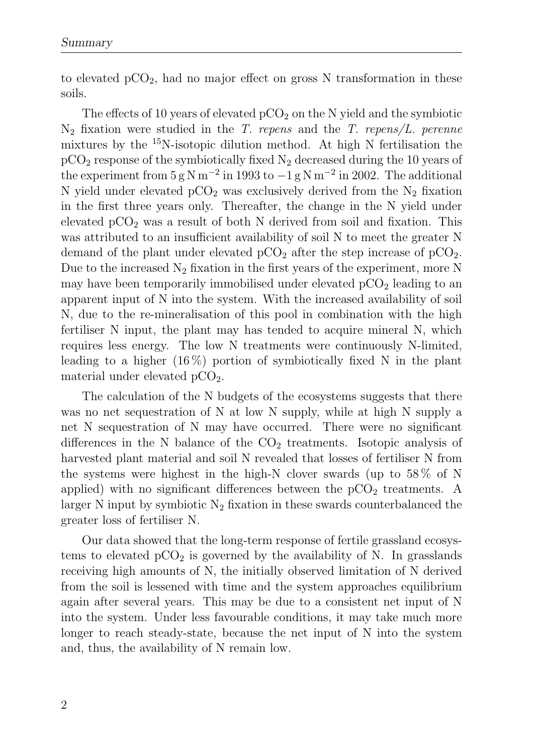to elevated $pCO_2$, had no major effect on gross N transformation in these soils.

The effects of 10 years of elevated $pCO_2$ on the N yield and the symbiotic $N_2$ fixation were studied in the *T. repens* and the *T. repens/L. perenne* mixtures by the $^{15}N$-isotopic dilution method. At high N fertilisation the $pCO_2$ response of the symbiotically fixed $N_2$ decreased during the 10 years of the experiment from $5\,g\,N\,m^{-2}$ in 1993 to $-1\,g\,N\,m^{-2}$ in 2002. The additional N yield under elevated $pCO_2$ was exclusively derived from the $N_2$ fixation in the first three years only. Thereafter, the change in the N yield under elevated $pCO_2$ was a result of both N derived from soil and fixation. This was attributed to an insufficient availability of soil N to meet the greater N demand of the plant under elevated $pCO_2$ after the step increase of $pCO_2$. Due to the increased $N_2$ fixation in the first years of the experiment, more N may have been temporarily immobilised under elevated $pCO_2$ leading to an apparent input of N into the system. With the increased availability of soil N, due to the re-mineralisation of this pool in combination with the high fertiliser N input, the plant may has tended to acquire mineral N, which requires less energy. The low N treatments were continuously N-limited, leading to a higher (16 %) portion of symbiotically fixed N in the plant material under elevated $pCO_2$.

The calculation of the N budgets of the ecosystems suggests that there was no net sequestration of N at low N supply, while at high N supply a net N sequestration of N may have occurred. There were no significant differences in the N balance of the $CO_2$ treatments. Isotopic analysis of harvested plant material and soil N revealed that losses of fertiliser N from the systems were highest in the high-N clover swards (up to 58 % of N applied) with no significant differences between the $pCO_2$ treatments. A larger N input by symbiotic $N_2$ fixation in these swards counterbalanced the greater loss of fertiliser N.

Our data showed that the long-term response of fertile grassland ecosystems to elevated $pCO_2$ is governed by the availability of N. In grasslands receiving high amounts of N, the initially observed limitation of N derived from the soil is lessened with time and the system approaches equilibrium again after several years. This may be due to a consistent net input of N into the system. Under less favourable conditions, it may take much more longer to reach steady-state, because the net input of N into the system and, thus, the availability of N remain low.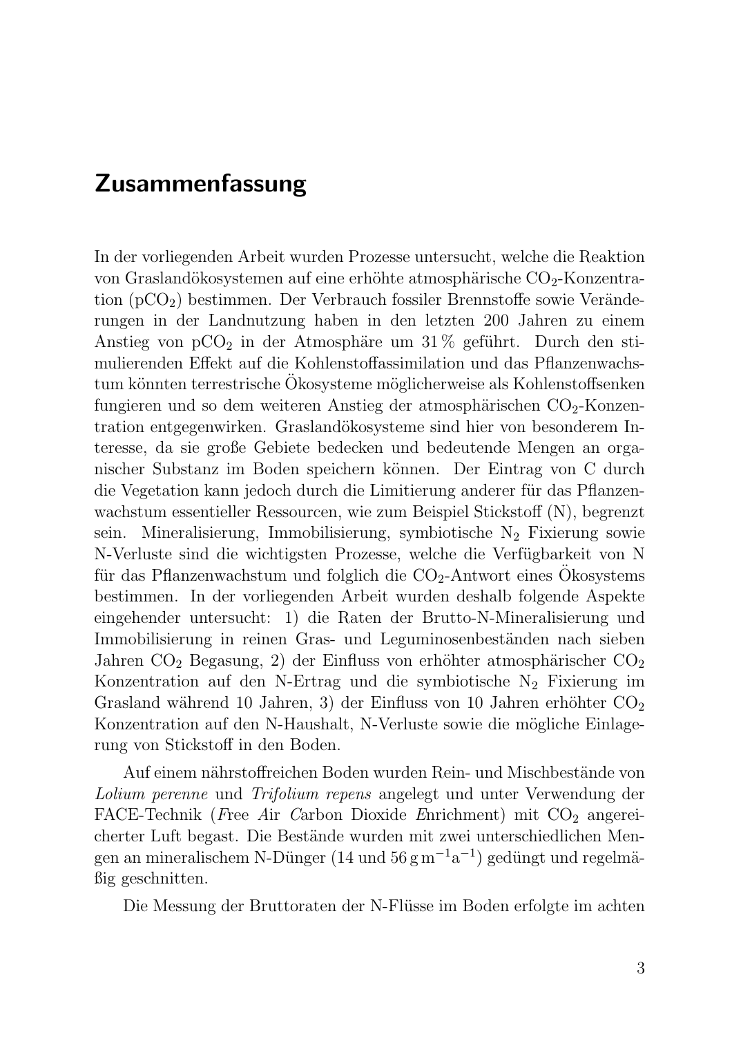# Zusammenfassung

In der vorliegenden Arbeit wurden Prozesse untersucht, welche die Reaktion von Graslandökosystemen auf eine erhöhte atmosphärische $CO_2$-Konzentration ($pCO_2$) bestimmen. Der Verbrauch fossiler Brennstoffe sowie Veränderungen in der Landnutzung haben in den letzten 200 Jahren zu einem Anstieg von $pCO_2$ in der Atmosphäre um 31 % geführt. Durch den stimulierenden Effekt auf die Kohlenstoffassimilation und das Pflanzenwachstum könnten terrestrische Ökosysteme möglicherweise als Kohlenstoffsenken fungieren und so dem weiteren Anstieg der atmosphärischen $CO_2$-Konzentration entgegenwirken. Graslandökosysteme sind hier von besonderem Interesse, da sie große Gebiete bedecken und bedeutende Mengen an organischer Substanz im Boden speichern können. Der Eintrag von C durch die Vegetation kann jedoch durch die Limitierung anderer für das Pflanzenwachstum essentieller Ressourcen, wie zum Beispiel Stickstoff (N), begrenzt sein. Mineralisierung, Immobilisierung, symbiotische $N_2$ Fixierung sowie N-Verluste sind die wichtigsten Prozesse, welche die Verfügbarkeit von N für das Pflanzenwachstum und folglich die $CO_2$-Antwort eines Ökosystems bestimmen. In der vorliegenden Arbeit wurden deshalb folgende Aspekte eingehender untersucht: 1) die Raten der Brutto-N-Mineralisierung und Immobilisierung in reinen Gras- und Leguminosenbeständen nach sieben Jahren $CO_2$ Begasung, 2) der Einfluss von erhöhter atmosphärischer $CO_2$ Konzentration auf den N-Ertrag und die symbiotische $N_2$ Fixierung im Grasland während 10 Jahren, 3) der Einfluss von 10 Jahren erhöhter $CO_2$ Konzentration auf den N-Haushalt, N-Verluste sowie die mögliche Einlagerung von Stickstoff in den Boden.

Auf einem nährstoffreichen Boden wurden Rein- und Mischbestände von *Lolium perenne* und *Trifolium repens* angelegt und unter Verwendung der FACE-Technik (*F*ree *A*ir *C*arbon Dioxide *E*nrichment) mit $CO_2$ angereicherter Luft begast. Die Bestände wurden mit zwei unterschiedlichen Mengen an mineralischem N-Dünger (14 und 56 $g\,m^{-1}a^{-1}$) gedüngt und regelmäßig geschnitten.

Die Messung der Bruttoraten der N-Flüsse im Boden erfolgte im achten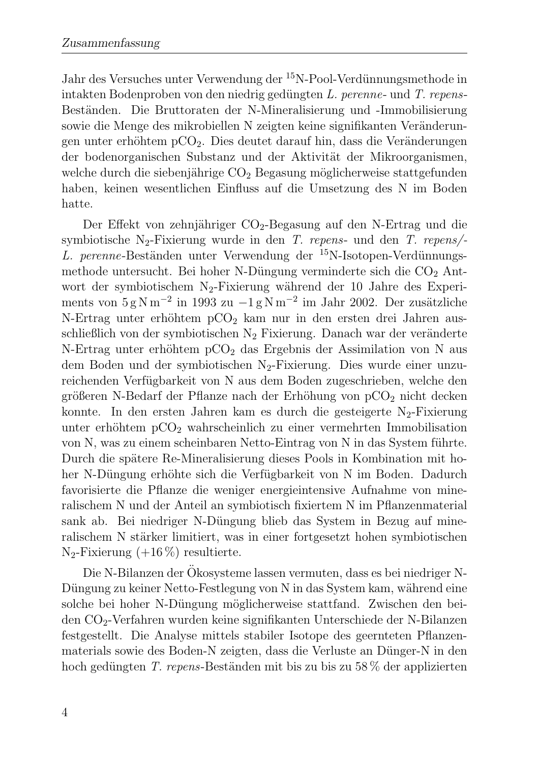Jahr des Versuches unter Verwendung der $^{15}N$-Pool-Verdünnungsmethode in intakten Bodenproben von den niedrig gedüngten *L. perenne*- und *T. repens*-Beständen. Die Bruttoraten der N-Mineralisierung und -Immobilisierung sowie die Menge des mikrobiellen N zeigten keine signifikanten Veränderungen unter erhöhtem $pCO_2$. Dies deutet darauf hin, dass die Veränderungen der bodenorganischen Substanz und der Aktivität der Mikroorganismen, welche durch die siebenjährige $CO_2$ Begasung möglicherweise stattgefunden haben, keinen wesentlichen Einfluss auf die Umsetzung des N im Boden hatte.

Der Effekt von zehnjähriger $CO_2$-Begasung auf den N-Ertrag und die symbiotische $N_2$-Fixierung wurde in den *T. repens*- und den *T. repens*/-*L. perenne*-Beständen unter Verwendung der $^{15}N$-Isotopen-Verdünnungsmethode untersucht. Bei hoher N-Düngung verminderte sich die $CO_2$ Antwort der symbiotischem $N_2$-Fixierung während der 10 Jahre des Experiments von $5\,\mathrm{g\,N\,m^{-2}}$ in 1993 zu $-1\,\mathrm{g\,N\,m^{-2}}$ im Jahr 2002. Der zusätzliche N-Ertrag unter erhöhtem $pCO_2$ kam nur in den ersten drei Jahren ausschließlich von der symbiotischen $N_2$ Fixierung. Danach war der veränderte N-Ertrag unter erhöhtem $pCO_2$ das Ergebnis der Assimilation von N aus dem Boden und der symbiotischen $N_2$-Fixierung. Dies wurde einer unzureichenden Verfügbarkeit von N aus dem Boden zugeschrieben, welche den größeren N-Bedarf der Pflanze nach der Erhöhung von $pCO_2$ nicht decken konnte. In den ersten Jahren kam es durch die gesteigerte $N_2$-Fixierung unter erhöhtem $pCO_2$ wahrscheinlich zu einer vermehrten Immobilisation von N, was zu einem scheinbaren Netto-Eintrag von N in das System führte. Durch die spätere Re-Mineralisierung dieses Pools in Kombination mit hoher N-Düngung erhöhte sich die Verfügbarkeit von N im Boden. Dadurch favorisierte die Pflanze die weniger energieintensive Aufnahme von mineralischem N und der Anteil an symbiotisch fixiertem N im Pflanzenmaterial sank ab. Bei niedriger N-Düngung blieb das System in Bezug auf mineralischem N stärker limitiert, was in einer fortgesetzt hohen symbiotischen $N_2$-Fixierung (+16 %) resultierte.

Die N-Bilanzen der Ökosysteme lassen vermuten, dass es bei niedriger N-Düngung zu keiner Netto-Festlegung von N in das System kam, während eine solche bei hoher N-Düngung möglicherweise stattfand. Zwischen den beiden $CO_2$-Verfahren wurden keine signifikanten Unterschiede der N-Bilanzen festgestellt. Die Analyse mittels stabiler Isotope des geernteten Pflanzenmaterials sowie des Boden-N zeigten, dass die Verluste an Dünger-N in den hoch gedüngten *T. repens*-Beständen mit bis zu bis zu 58 % der applizierten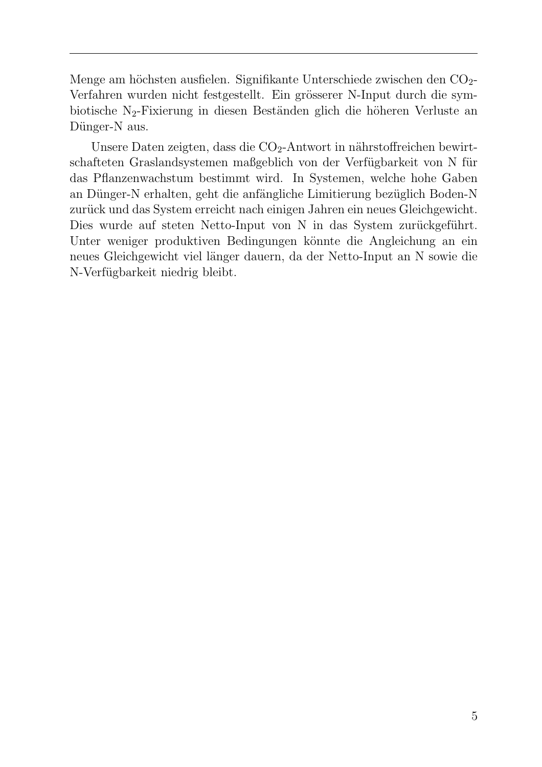Menge am höchsten ausfielen. Signifikante Unterschiede zwischen den $CO_2$-Verfahren wurden nicht festgestellt. Ein grösserer N-Input durch die symbiotische $N_2$-Fixierung in diesen Beständen glich die höheren Verluste an Dünger-N aus.

Unsere Daten zeigten, dass die $CO_2$-Antwort in nährstoffreichen bewirtschafteten Graslandsystemen maßgeblich von der Verfügbarkeit von N für das Pflanzenwachstum bestimmt wird. In Systemen, welche hohe Gaben an Dünger-N erhalten, geht die anfängliche Limitierung bezüglich Boden-N zurück und das System erreicht nach einigen Jahren ein neues Gleichgewicht. Dies wurde auf steten Netto-Input von N in das System zurückgeführt. Unter weniger produktiven Bedingungen könnte die Angleichung an ein neues Gleichgewicht viel länger dauern, da der Netto-Input an N sowie die N-Verfügbarkeit niedrig bleibt.